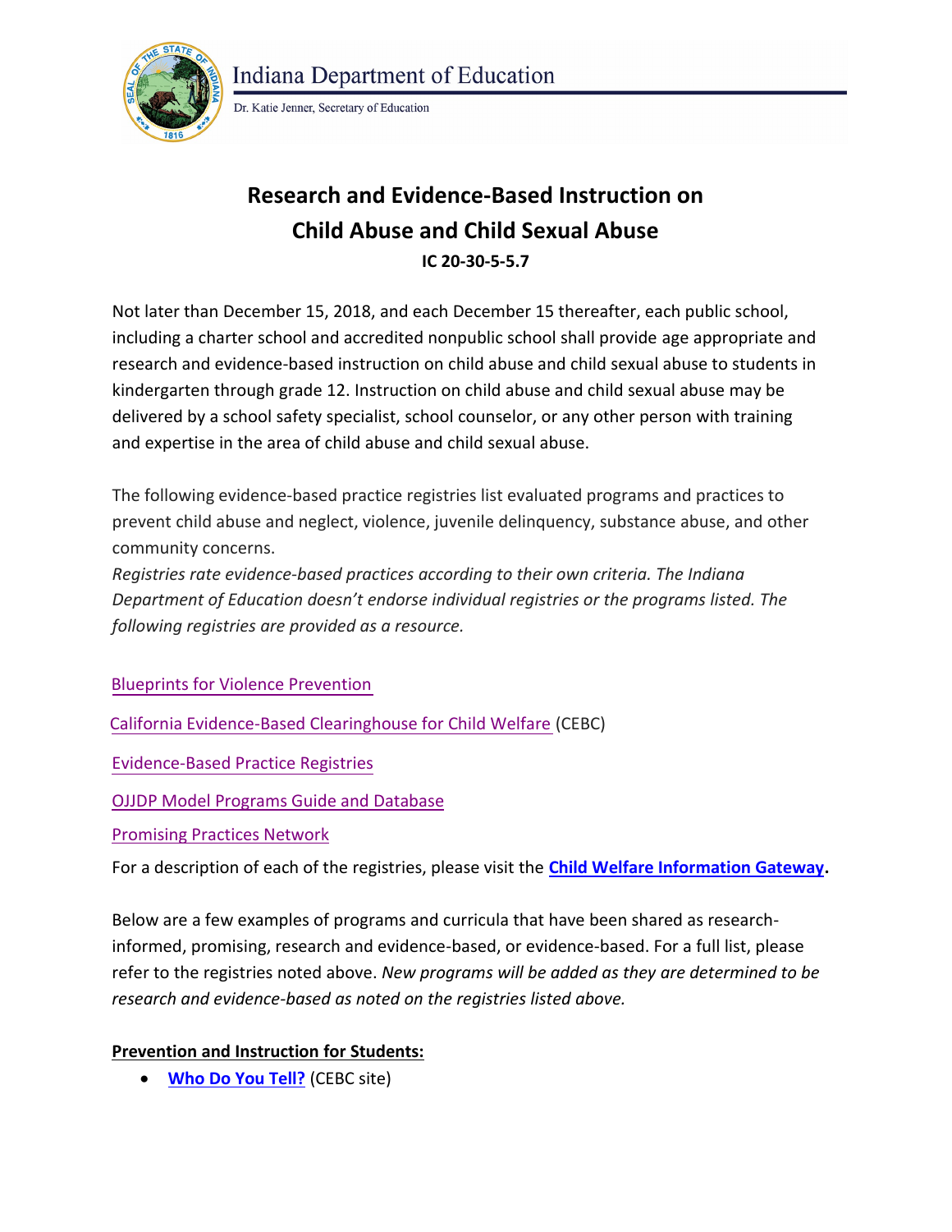Indiana Department of Education

Dr. Katie Jenner, Secretary of Education

# Research and Evidence-Based Instruction on Child Abuse and Child Sexual Abuse

**IC 20-30-5-5.7**

Not later than December 15, 2018, and each December 15 thereafter, each public school, including a charter school and accredited nonpublic school shall provide age appropriate and research and evidence-based instruction on child abuse and child sexual abuse to students in kindergarten through grade 12. Instruction on child abuse and child sexual abuse may be delivered by a school safety specialist, school counselor, or any other person with training and expertise in the area of child abuse and child sexual abuse.

The following evidence-based practice registries list evaluated programs and practices to prevent child abuse and neglect, violence, juvenile delinquency, substance abuse, and other community concerns.

*Registries rate evidence-based practices according to their own criteria. The Indiana Department of Education doesn't endorse individual registries or the programs listed. The following registries are provided as a resource.*

Blueprints for Violence Prevention

California Evidence-Based Clearinghouse for Child Welfare (CEBC)

Evidence-Based Practice Registries

OJJDP Model Programs Guide and Database

Promising Practices Network

For a description of each of the registries, please visit the **Child Welfare Information Gateway.**

Below are a few examples of programs and curricula that have been shared as research-informed, promising, research and evidence-based, or evidence-based. For a full list, please refer to the registries noted above. *New programs will be added as they are determined to be research and evidence-based as noted on the registries listed above.*

**Prevention and Instruction for Students:**

- **Who Do You Tell?** (CEBC site)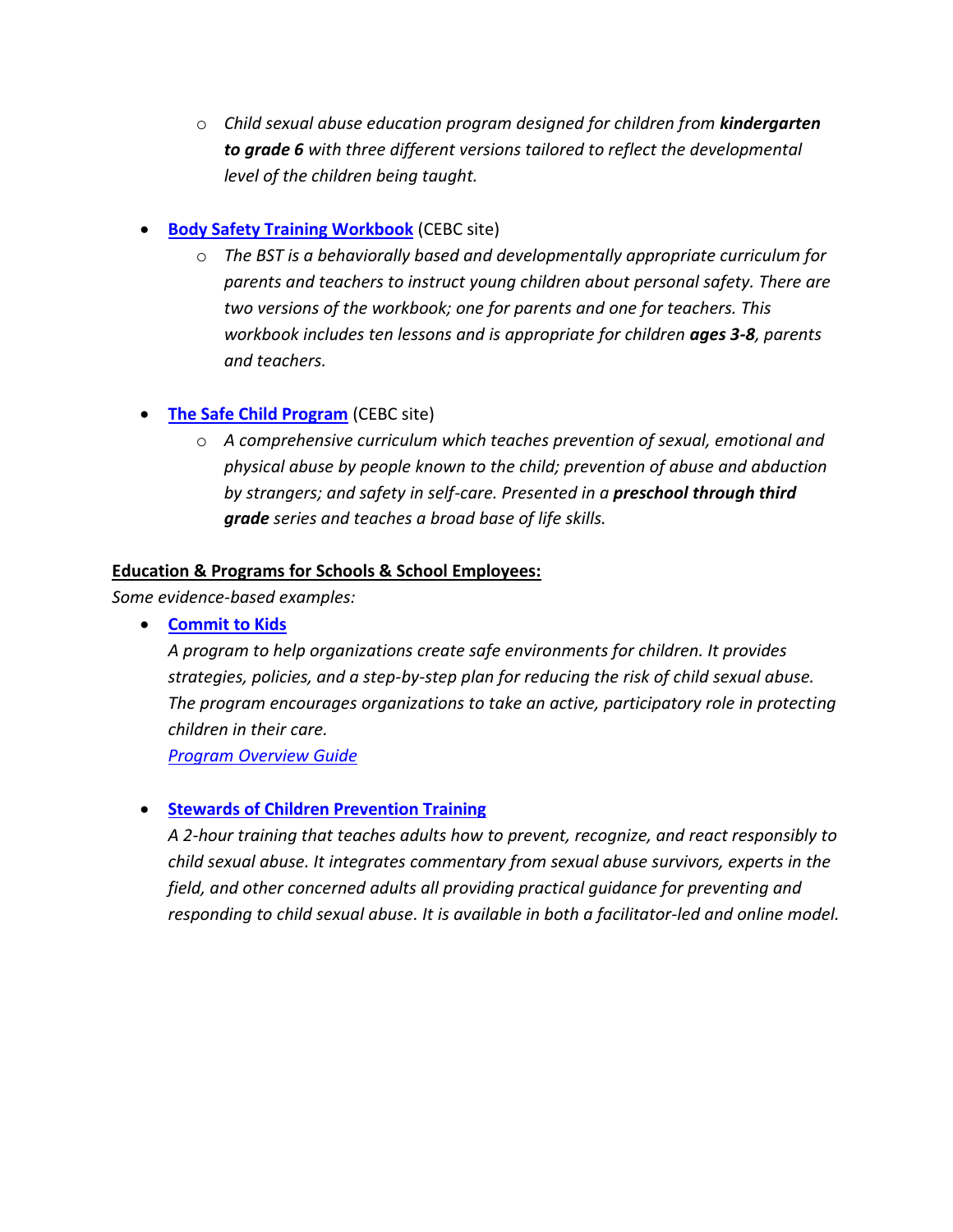- *Child sexual abuse education program designed for children from **kindergarten to grade 6** with three different versions tailored to reflect the developmental level of the children being taught.*

- **Body Safety Training Workbook** (CEBC site)
   - *The BST is a behaviorally based and developmentally appropriate curriculum for parents and teachers to instruct young children about personal safety. There are two versions of the workbook; one for parents and one for teachers. This workbook includes ten lessons and is appropriate for children **ages 3-8**, parents and teachers.*

- **The Safe Child Program** (CEBC site)
   - *A comprehensive curriculum which teaches prevention of sexual, emotional and physical abuse by people known to the child; prevention of abuse and abduction by strangers; and safety in self-care. Presented in a **preschool through third grade** series and teaches a broad base of life skills.*

**Education & Programs for Schools & School Employees:**

*Some evidence-based examples:*

- **Commit to Kids**

  *A program to help organizations create safe environments for children. It provides strategies, policies, and a step-by-step plan for reducing the risk of child sexual abuse. The program encourages organizations to take an active, participatory role in protecting children in their care.*

  *Program Overview Guide*

- **Stewards of Children Prevention Training**

  *A 2-hour training that teaches adults how to prevent, recognize, and react responsibly to child sexual abuse. It integrates commentary from sexual abuse survivors, experts in the field, and other concerned adults all providing practical guidance for preventing and responding to child sexual abuse. It is available in both a facilitator-led and online model.*